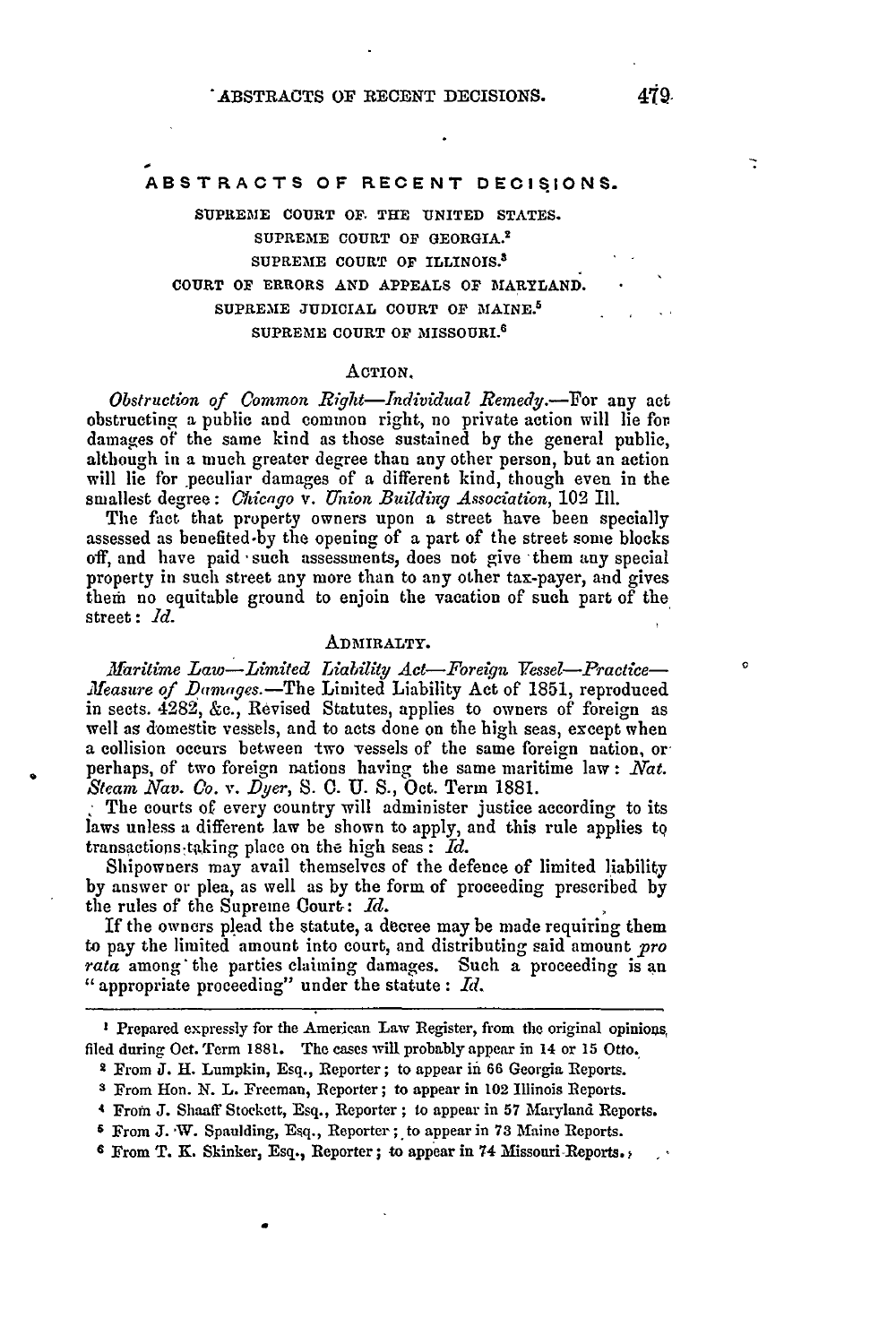## ABSTRACTS OF RECENT DECISIONS.

SUPREME COURT OF THE UNITED STATES.[1]
SUPREME COURT OF GEORGIA.[2]
SUPREME COURT OF ILLINOIS.[3]
COURT OF ERRORS AND APPEALS OF MARYLAND.[4]
SUPREME JUDICIAL COURT OF MAINE.[5]
SUPREME COURT OF MISSOURI.[6]

### ACTION.

*Obstruction of Common Right—Individual Remedy.*—For any act obstructing a public and common right, no private action will lie for damages of the same kind as those sustained by the general public, although in a much greater degree than any other person, but an action will lie for peculiar damages of a different kind, though even in the smallest degree: *Chicago* v. *Union Building Association*, 102 Ill.

The fact that property owners upon a street have been specially assessed as benefited by the opening of a part of the street some blocks off, and have paid such assessments, does not give them any special property in such street any more than to any other tax-payer, and gives them no equitable ground to enjoin the vacation of such part of the street: *Id.*

### ADMIRALTY.

*Maritime Law—Limited Liability Act—Foreign Vessel—Practice—Measure of Damages.*—The Limited Liability Act of 1851, reproduced in sects. 4282, &c., Revised Statutes, applies to owners of foreign as well as domestic vessels, and to acts done on the high seas, except when a collision occurs between two vessels of the same foreign nation, or perhaps, of two foreign nations having the same maritime law: *Nat. Steam Nav. Co.* v. *Dyer*, S. C. U. S., Oct. Term 1881.

The courts of every country will administer justice according to its laws unless a different law be shown to apply, and this rule applies to transactions taking place on the high seas: *Id.*

Shipowners may avail themselves of the defence of limited liability by answer or plea, as well as by the form of proceeding prescribed by the rules of the Supreme Court: *Id.*

If the owners plead the statute, a decree may be made requiring them to pay the limited amount into court, and distributing said amount *pro rata* among the parties claiming damages. Such a proceeding is an "appropriate proceeding" under the statute: *Id.*

---

[1] Prepared expressly for the American Law Register, from the original opinions filed during Oct. Term 1881. The cases will probably appear in 14 or 15 Otto.

[2] From J. H. Lumpkin, Esq., Reporter; to appear in 66 Georgia Reports.

[3] From Hon. N. L. Freeman, Reporter; to appear in 102 Illinois Reports.

[4] From J. Shaaff Stockett, Esq., Reporter; to appear in 57 Maryland Reports.

[5] From J. W. Spaulding, Esq., Reporter; to appear in 73 Maine Reports.

[6] From T. K. Skinker, Esq., Reporter; to appear in 74 Missouri Reports.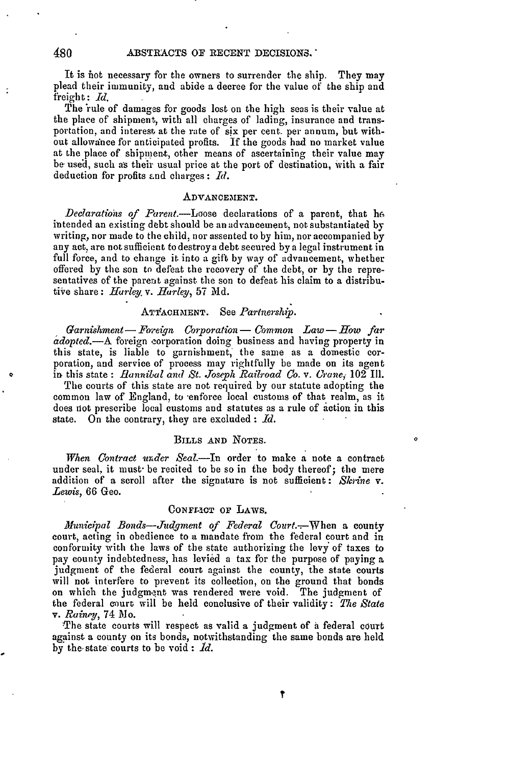It is not necessary for the owners to surrender the ship. They may plead their immunity, and abide a decree for the value of the ship and freight: *Id.*

The rule of damages for goods lost on the high seas is their value at the place of shipment, with all charges of lading, insurance and transportation, and interest at the rate of six per cent. per annum, but without allowance for anticipated profits. If the goods had no market value at the place of shipment, other means of ascertaining their value may be used, such as their usual price at the port of destination, with a fair deduction for profits and charges: *Id.*

### ADVANCEMENT.

*Declarations of Parent.*—Loose declarations of a parent, that he intended an existing debt should be an advancement, not substantiated by writing, nor made to the child, nor assented to by him, nor accompanied by any act, are not sufficient to destroy a debt secured by a legal instrument in full force, and to change it into a gift by way of advancement, whether offered by the son to defeat the recovery of the debt, or by the representatives of the parent against the son to defeat his claim to a distributive share: *Harley v. Harley*, 57 Md.

### ATTACHMENT. See *Partnership.*

*Garnishment—Foreign Corporation—Common Law—How far adopted.*—A foreign corporation doing business and having property in this state, is liable to garnishment, the same as a domestic corporation, and service of process may rightfully be made on its agent in this state: *Hannibal and St. Joseph Railroad Co. v. Crane*, 102 Ill.

The courts of this state are not required by our statute adopting the common law of England, to enforce local customs of that realm, as it does not prescribe local customs and statutes as a rule of action in this state. On the contrary, they are excluded: *Id.*

### BILLS AND NOTES.

*When Contract under Seal.*—In order to make a note a contract under seal, it must be recited to be so in the body thereof; the mere addition of a scroll after the signature is not sufficient: *Skrine v. Lewis*, 66 Geo.

### CONFLICT OF LAWS.

*Municipal Bonds—Judgment of Federal Court.*—When a county court, acting in obedience to a mandate from the federal court and in conformity with the laws of the state authorizing the levy of taxes to pay county indebtedness, has levied a tax for the purpose of paying a judgment of the federal court against the county, the state courts will not interfere to prevent its collection, on the ground that bonds on which the judgment was rendered were void. The judgment of the federal court will be held conclusive of their validity: *The State v. Rainey*, 74 Mo.

The state courts will respect as valid a judgment of a federal court against a county on its bonds, notwithstanding the same bonds are held by the state courts to be void: *Id.*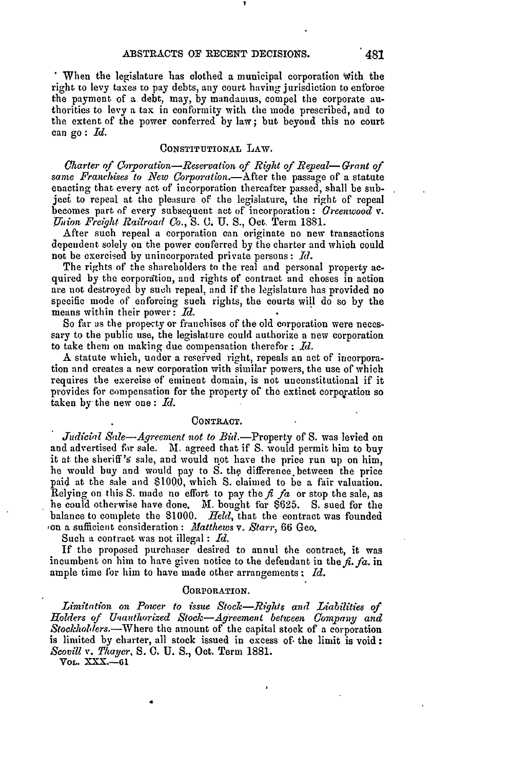When the legislature has clothed a municipal corporation with the right to levy taxes to pay debts, any court having jurisdiction to enforce the payment of a debt, may, by mandamus, compel the corporate authorities to levy a tax in conformity with the mode prescribed, and to the extent of the power conferred by law; but beyond this no court can go: *Id.*

## CONSTITUTIONAL LAW.

*Charter of Corporation—Reservation of Right of Repeal—Grant of same Franchises to New Corporation.*—After the passage of a statute enacting that every act of incorporation thereafter passed, shall be subject to repeal at the pleasure of the legislature, the right of repeal becomes part of every subsequent act of incorporation: *Greenwood* v. *Union Freight Railroad Co.*, S. C. U. S., Oct. Term 1881.

After such repeal a corporation can originate no new transactions dependent solely on the power conferred by the charter and which could not be exercised by unincorporated private persons: *Id.*

The rights of the shareholders to the real and personal property acquired by the corporation, and rights of contract and choses in action are not destroyed by such repeal, and if the legislature has provided no specific mode of enforcing such rights, the courts will do so by the means within their power: *Id.*

So far as the property or franchises of the old corporation were necessary to the public use, the legislature could authorize a new corporation to take them on making due compensation therefor: *Id.*

A statute which, under a reserved right, repeals an act of incorporation and creates a new corporation with similar powers, the use of which requires the exercise of eminent domain, is not unconstitutional if it provides for compensation for the property of the extinct corporation so taken by the new one: *Id.*

## CONTRACT.

*Judicial Sale—Agreement not to Bid.*—Property of S. was levied on and advertised for sale. M. agreed that if S. would permit him to buy it at the sheriff's sale, and would not have the price run up on him, he would buy and would pay to S. the difference between the price paid at the sale and $1000, which S. claimed to be a fair valuation. Relying on this S. made no effort to pay the *fi fa* or stop the sale, as he could otherwise have done. M. bought for $625. S. sued for the balance to complete the $1000. *Held*, that the contract was founded on a sufficient consideration: *Matthews* v. *Starr*, 66 Geo.

Such a contract was not illegal: *Id.*

If the proposed purchaser desired to annul the contract, it was incumbent on him to have given notice to the defendant in the *fi. fa.* in ample time for him to have made other arrangements: *Id.*

## CORPORATION.

*Limitation on Power to issue Stock—Rights and Liabilities of Holders of Unauthorized Stock—Agreement between Company and Stockholders.*—Where the amount of the capital stock of a corporation is limited by charter, all stock issued in excess of the limit is void: *Scovill* v. *Thayer*, S. C. U. S., Oct. Term 1881.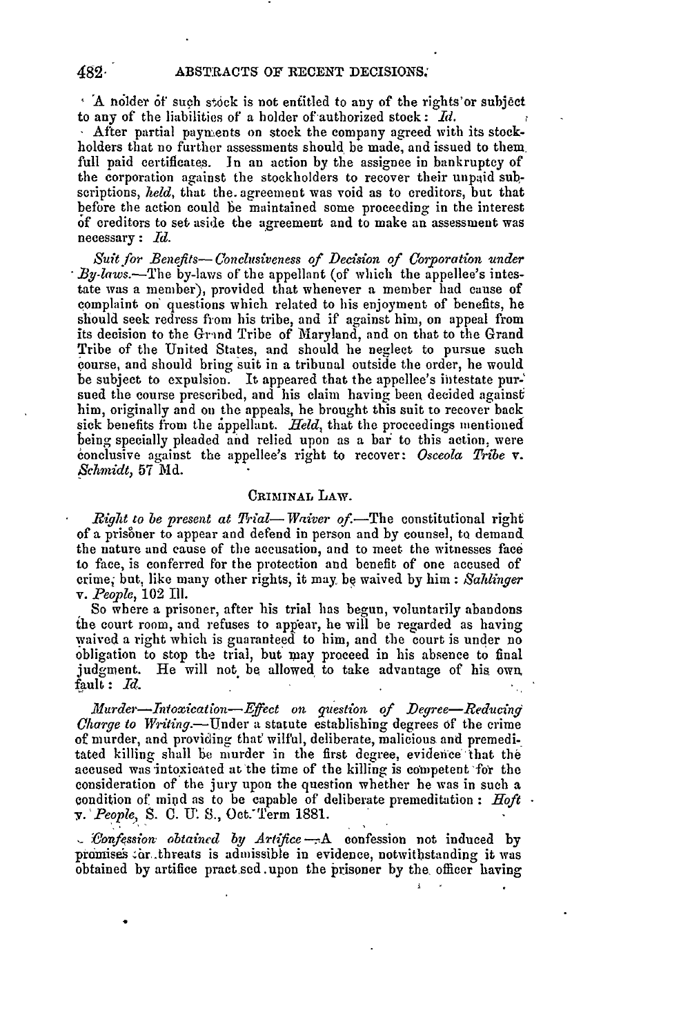A holder of such stock is not entitled to any of the rights or subject to any of the liabilities of a holder of authorized stock: *Id.*

After partial payments on stock the company agreed with its stockholders that no further assessments should be made, and issued to them full paid certificates. In an action by the assignee in bankruptcy of the corporation against the stockholders to recover their unpaid subscriptions, *held*, that the agreement was void as to creditors, but that before the action could be maintained some proceeding in the interest of creditors to set aside the agreement and to make an assessment was necessary: *Id.*

*Suit for Benefits—Conclusiveness of Decision of Corporation under By-laws.*—The by-laws of the appellant (of which the appellee's intestate was a member), provided that whenever a member had cause of complaint on questions which related to his enjoyment of benefits, he should seek redress from his tribe, and if against him, on appeal from its decision to the Grand Tribe of Maryland, and on that to the Grand Tribe of the United States, and should he neglect to pursue such course, and should bring suit in a tribunal outside the order, he would be subject to expulsion. It appeared that the appellee's intestate pursued the course prescribed, and his claim having been decided against him, originally and on the appeals, he brought this suit to recover back sick benefits from the appellant. *Held*, that the proceedings mentioned being specially pleaded and relied upon as a bar to this action, were conclusive against the appellee's right to recover: *Osceola Tribe* v. *Schmidt*, 57 Md.

## CRIMINAL LAW.

*Right to be present at Trial—Waiver of.*—The constitutional right of a prisoner to appear and defend in person and by counsel, to demand the nature and cause of the accusation, and to meet the witnesses face to face, is conferred for the protection and benefit of one accused of crime; but, like many other rights, it may be waived by him: *Sahlinger* v. *People*, 102 Ill.

So where a prisoner, after his trial has begun, voluntarily abandons the court room, and refuses to appear, he will be regarded as having waived a right which is guaranteed to him, and the court is under no obligation to stop the trial, but may proceed in his absence to final judgment. He will not be allowed to take advantage of his own fault: *Id.*

*Murder—Intoxication—Effect on question of Degree—Reducing Charge to Writing.*—Under a statute establishing degrees of the crime of murder, and providing that wilful, deliberate, malicious and premeditated killing shall be murder in the first degree, evidence that the accused was intoxicated at the time of the killing is competent for the consideration of the jury upon the question whether he was in such a condition of mind as to be capable of deliberate premeditation: *Hoft* v. *People*, S. C. U. S., Oct. Term 1881.

*Confession obtained by Artifice.*—A confession not induced by promises or threats is admissible in evidence, notwithstanding it was obtained by artifice practised upon the prisoner by the officer having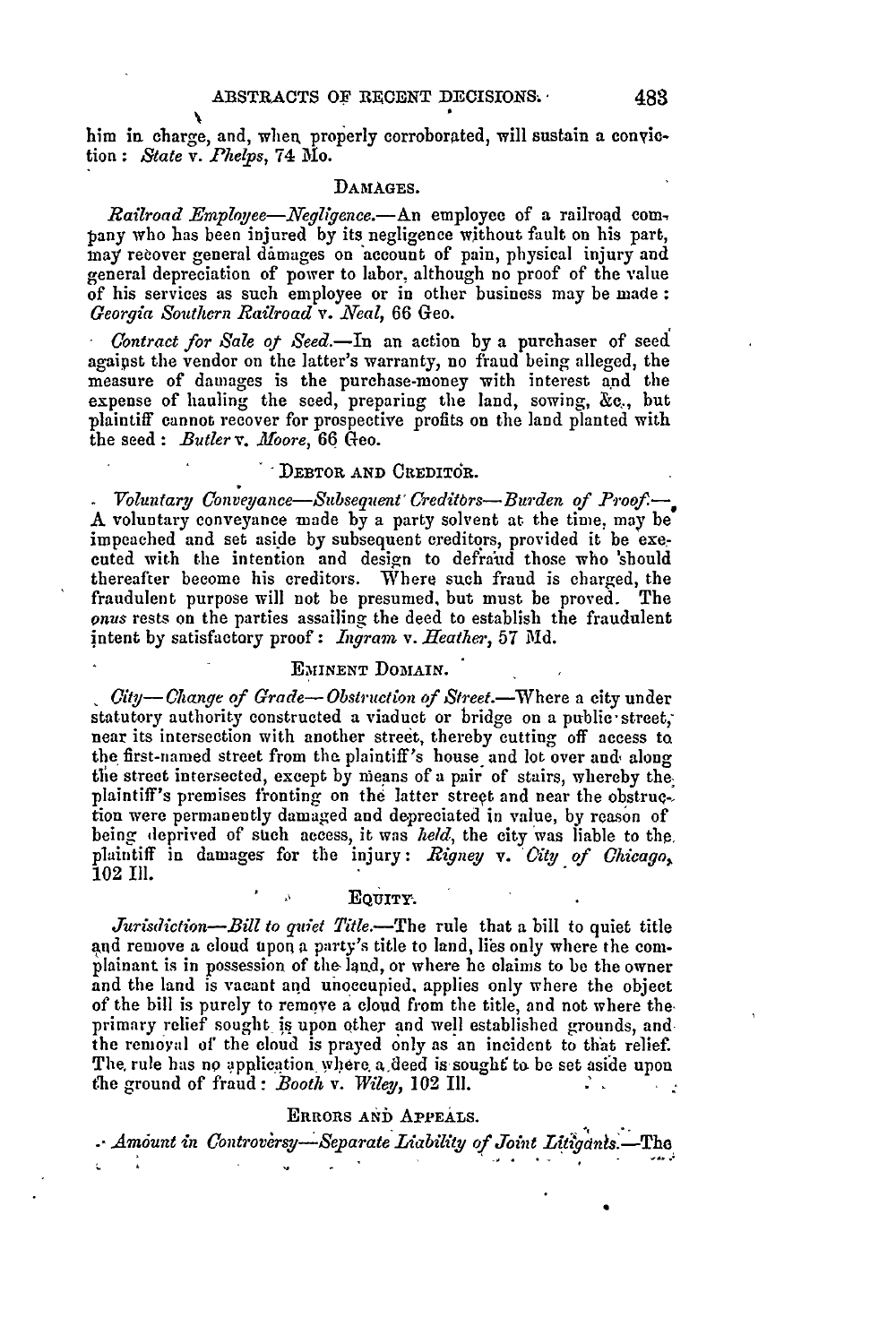him in charge, and, when properly corroborated, will sustain a conviction: *State* v. *Phelps*, 74 Mo.

## DAMAGES.

*Railroad Employee—Negligence.*—An employee of a railroad company who has been injured by its negligence without fault on his part, may recover general damages on account of pain, physical injury and general depreciation of power to labor, although no proof of the value of his services as such employee or in other business may be made: *Georgia Southern Railroad* v. *Neal*, 66 Geo.

*Contract for Sale of Seed.*—In an action by a purchaser of seed against the vendor on the latter's warranty, no fraud being alleged, the measure of damages is the purchase-money with interest and the expense of hauling the seed, preparing the land, sowing, &c., but plaintiff cannot recover for prospective profits on the land planted with the seed: *Butler* v. *Moore*, 66 Geo.

## DEBTOR AND CREDITOR.

*Voluntary Conveyance—Subsequent Creditors—Burden of Proof.*—A voluntary conveyance made by a party solvent at the time, may be impeached and set aside by subsequent creditors, provided it be executed with the intention and design to defraud those who should thereafter become his creditors. Where such fraud is charged, the fraudulent purpose will not be presumed, but must be proved. The *onus* rests on the parties assailing the deed to establish the fraudulent intent by satisfactory proof: *Ingram* v. *Heather*, 57 Md.

## EMINENT DOMAIN.

*City—Change of Grade—Obstruction of Street.*—Where a city under statutory authority constructed a viaduct or bridge on a public street, near its intersection with another street, thereby cutting off access to the first-named street from the plaintiff's house and lot over and along the street intersected, except by means of a pair of stairs, whereby the plaintiff's premises fronting on the latter street and near the obstruction were permanently damaged and depreciated in value, by reason of being deprived of such access, it was *held*, the city was liable to the plaintiff in damages for the injury: *Rigney* v. *City of Chicago*, 102 Ill.

## EQUITY.

*Jurisdiction—Bill to quiet Title.*—The rule that a bill to quiet title and remove a cloud upon a party's title to land, lies only where the complainant is in possession of the land, or where he claims to be the owner and the land is vacant and unoccupied, applies only where the object of the bill is purely to remove a cloud from the title, and not where the primary relief sought is upon other and well established grounds, and the removal of the cloud is prayed only as an incident to that relief. The rule has no application where a deed is sought to be set aside upon the ground of fraud: *Booth* v. *Wiley*, 102 Ill.

## ERRORS AND APPEALS.

*Amount in Controversy—Separate Liability of Joint Litigants.*—The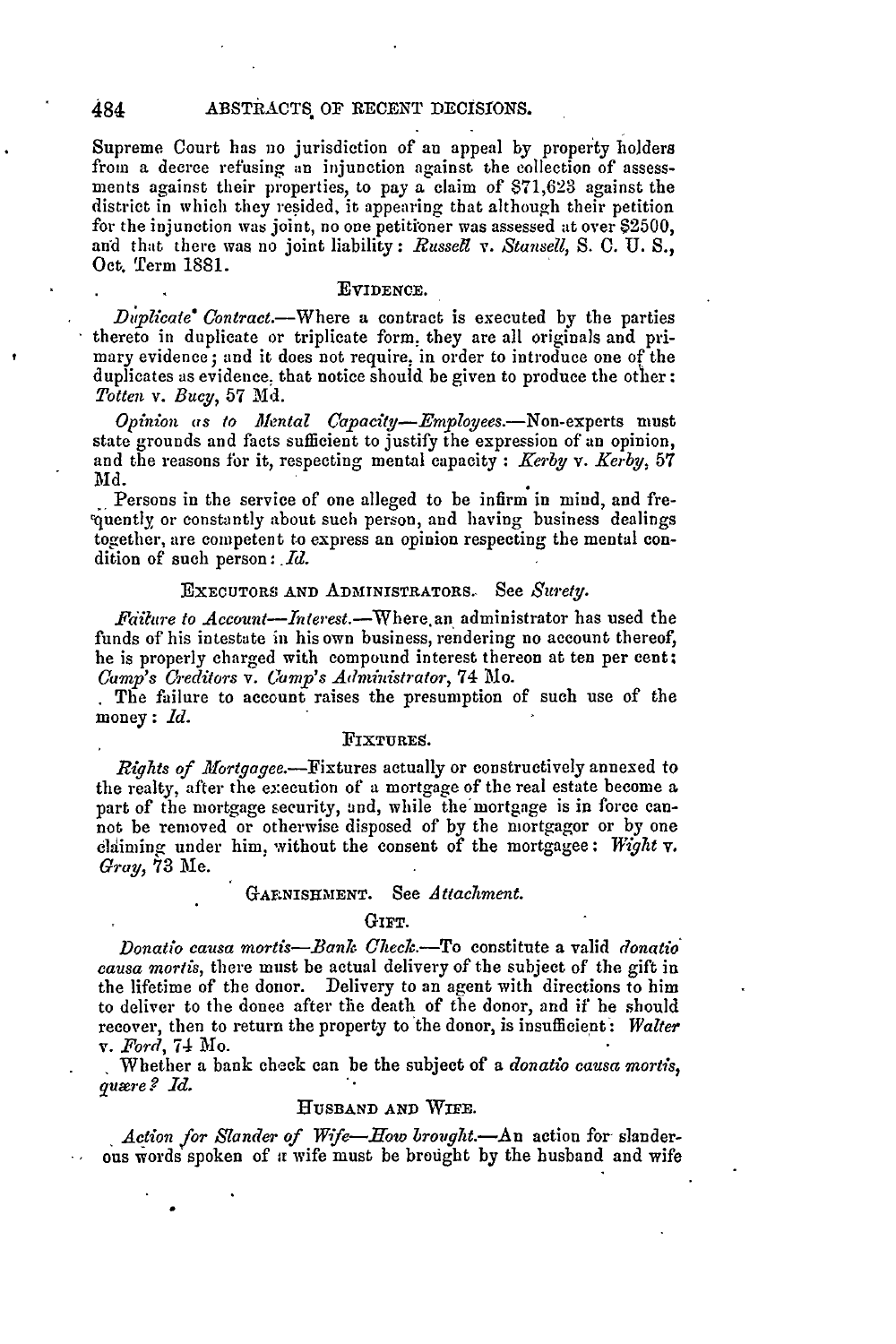Supreme Court has no jurisdiction of an appeal by property holders from a decree refusing an injunction against the collection of assessments against their properties, to pay a claim of $71,623 against the district in which they resided, it appearing that although their petition for the injunction was joint, no one petitioner was assessed at over $2500, and that there was no joint liability: *Russell* v. *Stansell*, S. C. U. S., Oct. Term 1881.

### EVIDENCE.

*Duplicate Contract.*—Where a contract is executed by the parties thereto in duplicate or triplicate form, they are all originals and primary evidence; and it does not require, in order to introduce one of the duplicates as evidence, that notice should be given to produce the other: *Totten* v. *Bucy*, 57 Md.

*Opinion as to Mental Capacity—Employees.*—Non-experts must state grounds and facts sufficient to justify the expression of an opinion, and the reasons for it, respecting mental capacity: *Kerby* v. *Kerby*, 57 Md.

Persons in the service of one alleged to be infirm in mind, and frequently or constantly about such person, and having business dealings together, are competent to express an opinion respecting the mental condition of such person: *Id.*

### EXECUTORS AND ADMINISTRATORS. See *Surety.*

*Failure to Account—Interest.*—Where an administrator has used the funds of his intestate in his own business, rendering no account thereof, he is properly charged with compound interest thereon at ten per cent: *Camp's Creditors* v. *Camp's Administrator*, 74 Mo.

The failure to account raises the presumption of such use of the money: *Id.*

### FIXTURES.

*Rights of Mortgagee.*—Fixtures actually or constructively annexed to the realty, after the execution of a mortgage of the real estate become a part of the mortgage security, and, while the mortgage is in force cannot be removed or otherwise disposed of by the mortgagor or by one claiming under him, without the consent of the mortgagee: *Wight* v. *Gray*, 73 Me.

### GARNISHMENT. See *Attachment.*

### GIFT.

*Donatio causa mortis—Bank Check.*—To constitute a valid *donatio causa mortis*, there must be actual delivery of the subject of the gift in the lifetime of the donor. Delivery to an agent with directions to him to deliver to the donee after the death of the donor, and if he should recover, then to return the property to the donor, is insufficient: *Walter* v. *Ford*, 74 Mo.

Whether a bank check can be the subject of a *donatio causa mortis*, *quære?* *Id.*

### HUSBAND AND WIFE.

*Action for Slander of Wife—How brought.*—An action for slanderous words spoken of a wife must be brought by the husband and wife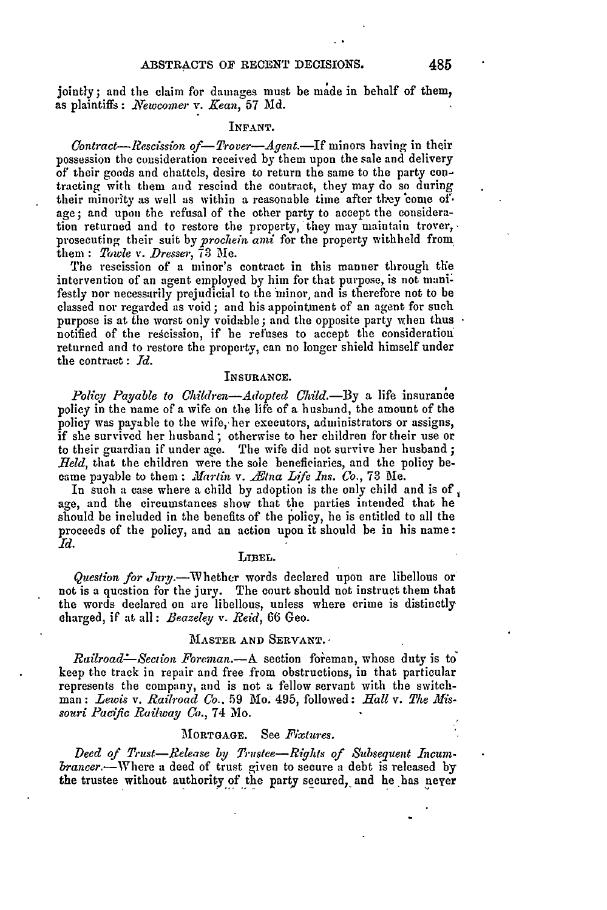jointly; and the claim for damages must be made in behalf of them, as plaintiffs: *Newcomer* v. *Kean*, 57 Md.

### INFANT.

*Contract—Rescission of—Trover—Agent.*—If minors having in their possession the consideration received by them upon the sale and delivery of their goods and chattels, desire to return the same to the party contracting with them and rescind the contract, they may do so during their minority as well as within a reasonable time after they come of age; and upon the refusal of the other party to accept the consideration returned and to restore the property, they may maintain trover, prosecuting their suit by *prochein ami* for the property withheld from them: *Towle* v. *Dresser*, 73 Me.

The rescission of a minor's contract in this manner through the intervention of an agent employed by him for that purpose, is not manifestly nor necessarily prejudicial to the minor, and is therefore not to be classed nor regarded as void; and his appointment of an agent for such purpose is at the worst only voidable; and the opposite party when thus notified of the rescission, if he refuses to accept the consideration returned and to restore the property, can no longer shield himself under the contract: *Id.*

### INSURANCE.

*Policy Payable to Children—Adopted Child.*—By a life insurance policy in the name of a wife on the life of a husband, the amount of the policy was payable to the wife, her executors, administrators or assigns, if she survived her husband; otherwise to her children for their use or to their guardian if under age. The wife did not survive her husband; *Held*, that the children were the sole beneficiaries, and the policy became payable to them: *Martin* v. *Ætna Life Ins. Co.*, 73 Me.

In such a case where a child by adoption is the only child and is of age, and the circumstances show that the parties intended that he should be included in the benefits of the policy, he is entitled to all the proceeds of the policy, and an action upon it should be in his name: *Id.*

### LIBEL.

*Question for Jury.*—Whether words declared upon are libellous or not is a question for the jury. The court should not instruct them that the words declared on are libellous, unless where crime is distinctly charged, if at all: *Beazeley* v. *Reid*, 66 Geo.

### MASTER AND SERVANT.

*Railroad—Section Foreman.*—A section foreman, whose duty is to keep the track in repair and free from obstructions, in that particular represents the company, and is not a fellow servant with the switchman: *Lewis* v. *Railroad Co.*, 59 Mo. 495, followed: *Hall* v. *The Missouri Pacific Railway Co.*, 74 Mo.

### MORTGAGE. See *Fixtures.*

*Deed of Trust—Release by Trustee—Rights of Subsequent Incumbrancer.*—Where a deed of trust given to secure a debt is released by the trustee without authority of the party secured, and he has never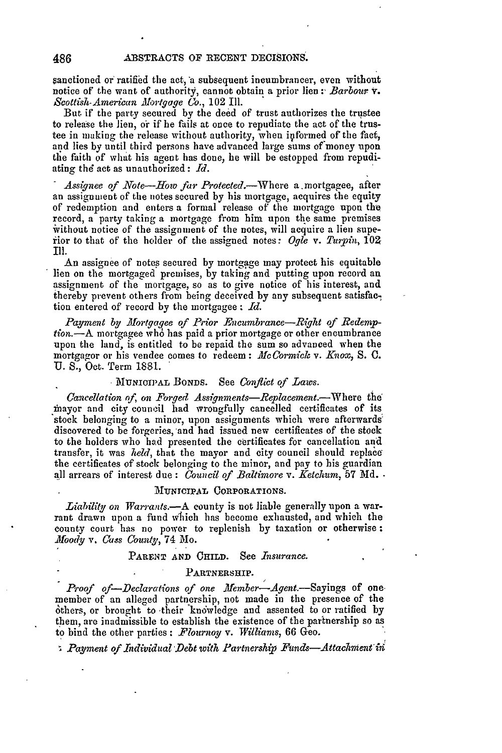sanctioned or ratified the act, a subsequent incumbrancer, even without notice of the want of authority, cannot obtain a prior lien: *Barbour* v. *Scottish-American Mortgage Co.*, 102 Ill.

But if the party secured by the deed of trust authorizes the trustee to release the lien, or if he fails at once to repudiate the act of the trustee in making the release without authority, when informed of the fact, and lies by until third persons have advanced large sums of money upon the faith of what his agent has done, he will be estopped from repudiating the act as unauthorized: *Id.*

*Assignee of Note—How far Protected.*—Where a mortgagee, after an assignment of the notes secured by his mortgage, acquires the equity of redemption and enters a formal release of the mortgage upon the record, a party taking a mortgage from him upon the same premises without notice of the assignment of the notes, will acquire a lien superior to that of the holder of the assigned notes: *Ogle* v. *Turpin*, 102 Ill.

An assignee of notes secured by mortgage may protect his equitable lien on the mortgaged premises, by taking and putting upon record an assignment of the mortgage, so as to give notice of his interest, and thereby prevent others from being deceived by any subsequent satisfaction entered of record by the mortgagee: *Id.*

*Payment by Mortgagee of Prior Encumbrance—Right of Redemption.*—A mortgagee who has paid a prior mortgage or other encumbrance upon the land, is entitled to be repaid the sum so advanced when the mortgagor or his vendee comes to redeem: *McCormick* v. *Knox*, S. C. U. S., Oct. Term 1881.

MUNICIPAL BONDS. See *Conflict of Laws.*

*Cancellation of, on Forged Assignments—Replacement.*—Where the mayor and city council had wrongfully cancelled certificates of its stock belonging to a minor, upon assignments which were afterwards discovered to be forgeries, and had issued new certificates of the stock to the holders who had presented the certificates for cancellation and transfer, it was *held*, that the mayor and city council should replace the certificates of stock belonging to the minor, and pay to his guardian all arrears of interest due: *Council of Baltimore* v. *Ketchum*, 57 Md.

MUNICIPAL CORPORATIONS.

*Liability on Warrants.*—A county is not liable generally upon a warrant drawn upon a fund which has become exhausted, and which the county court has no power to replenish by taxation or otherwise: *Moody* v. *Cass County*, 74 Mo.

PARENT AND CHILD. See *Insurance.*

PARTNERSHIP.

*Proof of—Declarations of one Member—Agent.*—Sayings of one member of an alleged partnership, not made in the presence of the others, or brought to their knowledge and assented to or ratified by them, are inadmissible to establish the existence of the partnership so as to bind the other parties: *Flournoy* v. *Williams*, 66 Geo.

*Payment of Individual Debt with Partnership Funds—Attachment in*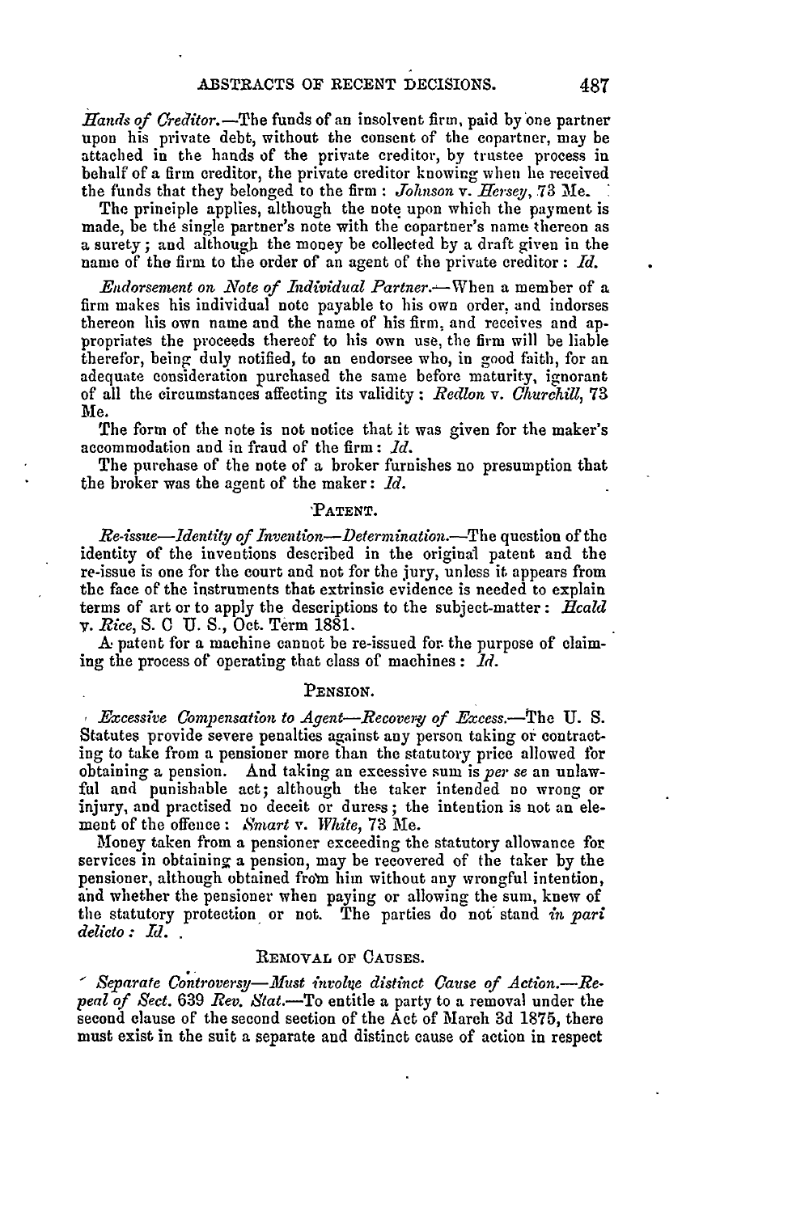*Hands of Creditor.*—The funds of an insolvent firm, paid by one partner upon his private debt, without the consent of the copartner, may be attached in the hands of the private creditor, by trustee process in behalf of a firm creditor, the private creditor knowing when he received the funds that they belonged to the firm: *Johnson* v. *Hersey*, 73 Me.

The principle applies, although the note upon which the payment is made, be the single partner's note with the copartner's name thereon as a surety; and although the money be collected by a draft given in the name of the firm to the order of an agent of the private creditor: *Id.*

*Endorsement on Note of Individual Partner.*—When a member of a firm makes his individual note payable to his own order, and indorses thereon his own name and the name of his firm, and receives and appropriates the proceeds thereof to his own use, the firm will be liable therefor, being duly notified, to an endorsee who, in good faith, for an adequate consideration purchased the same before maturity, ignorant of all the circumstances affecting its validity: *Redlon* v. *Churchill*, 73 Me.

The form of the note is not notice that it was given for the maker's accommodation and in fraud of the firm: *Id.*

The purchase of the note of a broker furnishes no presumption that the broker was the agent of the maker: *Id.*

## PATENT.

*Re-issue—Identity of Invention—Determination.*—The question of the identity of the inventions described in the original patent and the re-issue is one for the court and not for the jury, unless it appears from the face of the instruments that extrinsic evidence is needed to explain terms of art or to apply the descriptions to the subject-matter: *Heald* v. *Rice*, S. C U. S., Oct. Term 1881.

A patent for a machine cannot be re-issued for the purpose of claiming the process of operating that class of machines: *Id.*

## PENSION.

*Excessive Compensation to Agent—Recovery of Excess.*—The U. S. Statutes provide severe penalties against any person taking or contracting to take from a pensioner more than the statutory price allowed for obtaining a pension. And taking an excessive sum is *per se* an unlawful and punishable act; although the taker intended no wrong or injury, and practised no deceit or duress; the intention is not an element of the offence: *Smart* v. *White*, 73 Me.

Money taken from a pensioner exceeding the statutory allowance for services in obtaining a pension, may be recovered of the taker by the pensioner, although obtained from him without any wrongful intention, and whether the pensioner when paying or allowing the sum, knew of the statutory protection or not. The parties do not stand *in pari delicto*: *Id.*

## REMOVAL OF CAUSES.

*Separate Controversy—Must involve distinct Cause of Action.—Repeal of Sect.* 639 *Rev. Stat.*—To entitle a party to a removal under the second clause of the second section of the Act of March 3d 1875, there must exist in the suit a separate and distinct cause of action in respect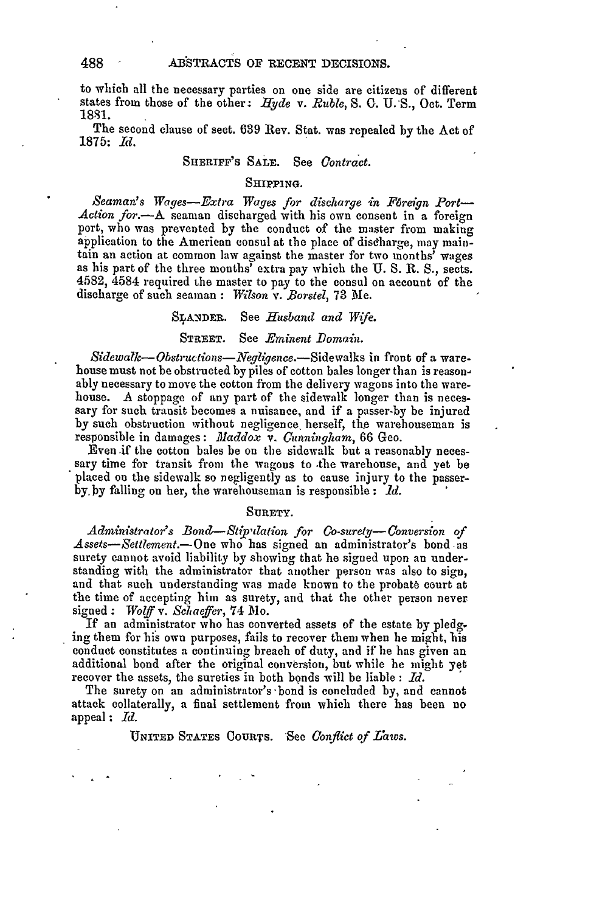to which all the necessary parties on one side are citizens of different states from those of the other: *Hyde* v. *Ruble*, S. C. U. S., Oct. Term 1881.

The second clause of sect. 639 Rev. Stat. was repealed by the Act of 1875: *Id.*

SHERIFF'S SALE. See *Contract.*

SHIPPING.

*Seaman's Wages—Extra Wages for discharge in Foreign Port—Action for.*—A seaman discharged with his own consent in a foreign port, who was prevented by the conduct of the master from making application to the American consul at the place of discharge, may maintain an action at common law against the master for two months' wages as his part of the three months' extra pay which the U. S. R. S., sects. 4582, 4584 required the master to pay to the consul on account of the discharge of such seaman: *Wilson* v. *Borstel*, 73 Me.

SLANDER. See *Husband and Wife.*

STREET. See *Eminent Domain.*

*Sidewalk—Obstructions—Negligence.*—Sidewalks in front of a warehouse must not be obstructed by piles of cotton bales longer than is reasonably necessary to move the cotton from the delivery wagons into the warehouse. A stoppage of any part of the sidewalk longer than is necessary for such transit becomes a nuisance, and if a passer-by be injured by such obstruction without negligence herself, the warehouseman is responsible in damages: *Maddox* v. *Cunningham*, 66 Geo.

Even if the cotton bales be on the sidewalk but a reasonably necessary time for transit from the wagons to the warehouse, and yet be placed on the sidewalk so negligently as to cause injury to the passer-by by falling on her, the warehouseman is responsible: *Id.*

SURETY.

*Administrator's Bond—Stipulation for Co-surety—Conversion of Assets—Settlement.*—One who has signed an administrator's bond as surety cannot avoid liability by showing that he signed upon an understanding with the administrator that another person was also to sign, and that such understanding was made known to the probate court at the time of accepting him as surety, and that the other person never signed: *Wolff* v. *Schaeffer*, 74 Mo.

If an administrator who has converted assets of the estate by pledging them for his own purposes, fails to recover them when he might, his conduct constitutes a continuing breach of duty, and if he has given an additional bond after the original conversion, but while he might yet recover the assets, the sureties in both bonds will be liable: *Id.*

The surety on an administrator's bond is concluded by, and cannot attack collaterally, a final settlement from which there has been no appeal: *Id.*

UNITED STATES COURTS. See *Conflict of Laws.*